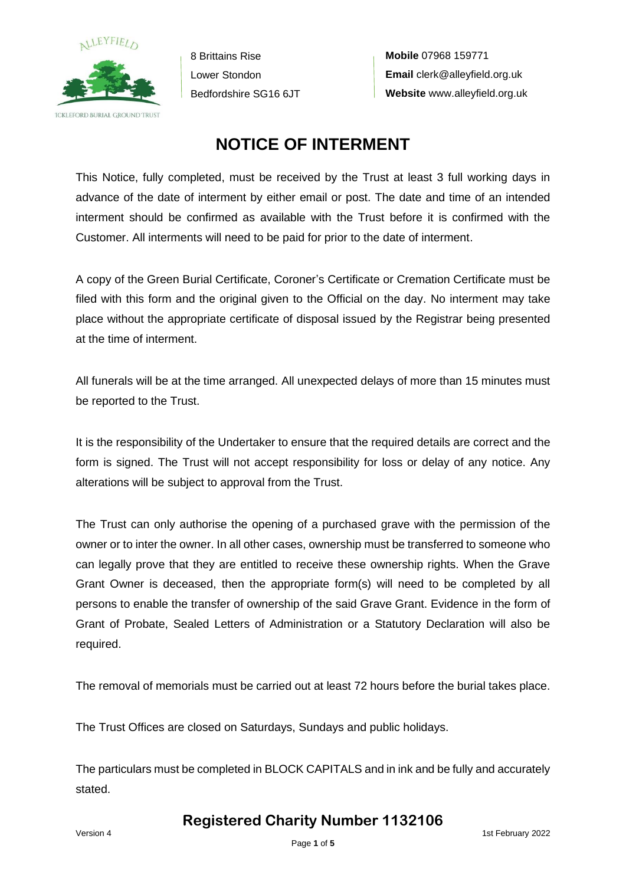ALLEYFIELD

ICKLEFORD BURIAL GROUND TRUST

8 Brittains Rise
Lower Stondon
Bedfordshire SG16 6JT

**Mobile** 07968 159771
**Email** clerk@alleyfield.org.uk
**Website** www.alleyfield.org.uk

# NOTICE OF INTERMENT

This Notice, fully completed, must be received by the Trust at least 3 full working days in advance of the date of interment by either email or post. The date and time of an intended interment should be confirmed as available with the Trust before it is confirmed with the Customer. All interments will need to be paid for prior to the date of interment.

A copy of the Green Burial Certificate, Coroner's Certificate or Cremation Certificate must be filed with this form and the original given to the Official on the day. No interment may take place without the appropriate certificate of disposal issued by the Registrar being presented at the time of interment.

All funerals will be at the time arranged. All unexpected delays of more than 15 minutes must be reported to the Trust.

It is the responsibility of the Undertaker to ensure that the required details are correct and the form is signed. The Trust will not accept responsibility for loss or delay of any notice. Any alterations will be subject to approval from the Trust.

The Trust can only authorise the opening of a purchased grave with the permission of the owner or to inter the owner. In all other cases, ownership must be transferred to someone who can legally prove that they are entitled to receive these ownership rights. When the Grave Grant Owner is deceased, then the appropriate form(s) will need to be completed by all persons to enable the transfer of ownership of the said Grave Grant. Evidence in the form of Grant of Probate, Sealed Letters of Administration or a Statutory Declaration will also be required.

The removal of memorials must be carried out at least 72 hours before the burial takes place.

The Trust Offices are closed on Saturdays, Sundays and public holidays.

The particulars must be completed in BLOCK CAPITALS and in ink and be fully and accurately stated.

**Registered Charity Number 1132106**

Version 4 1st February 2022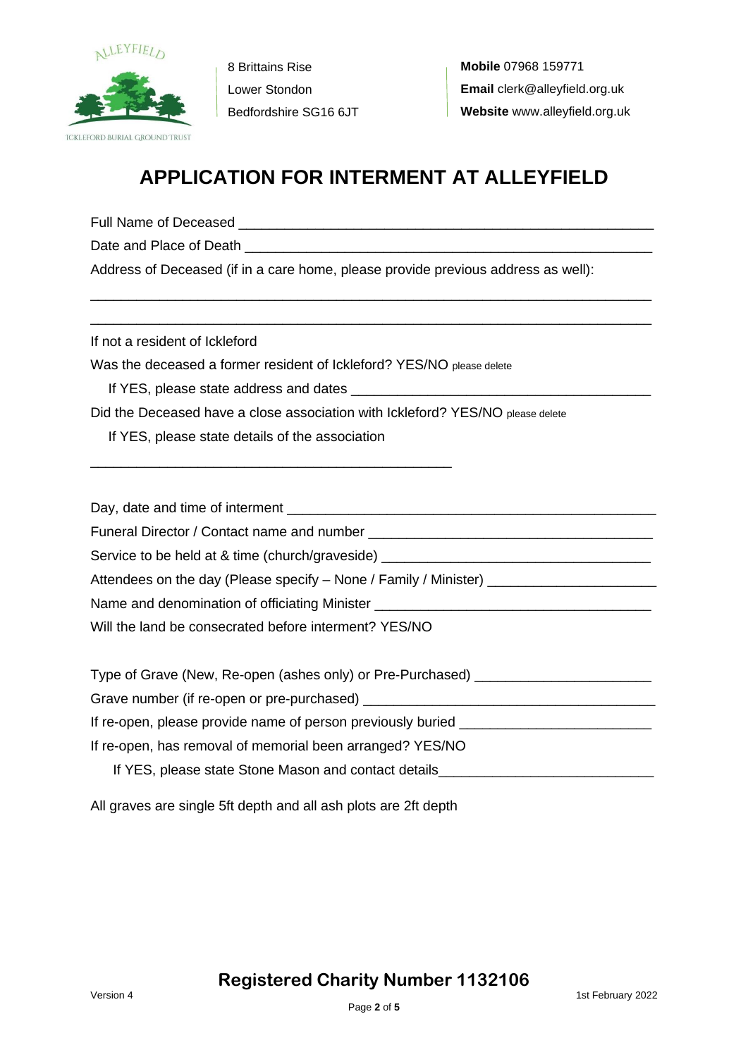8 Brittains Rise
Lower Stondon
Bedfordshire SG16 6JT

**Mobile** 07968 159771
**Email** clerk@alleyfield.org.uk
**Website** www.alleyfield.org.uk

# APPLICATION FOR INTERMENT AT ALLEYFIELD

Full Name of Deceased ______________________________________________________

Date and Place of Death _____________________________________________________

Address of Deceased (if in a care home, please provide previous address as well):

_________________________________________________________________________

_________________________________________________________________________

If not a resident of Ickleford

Was the deceased a former resident of Ickleford? YES/NO please delete

If YES, please state address and dates _____________________________________

Did the Deceased have a close association with Ickleford? YES/NO please delete

If YES, please state details of the association

______________________________________________

Day, date and time of interment _____________________________________________

Funeral Director / Contact name and number _________________________________

Service to be held at & time (church/graveside) _______________________________

Attendees on the day (Please specify – None / Family / Minister) ________________

Name and denomination of officiating Minister ________________________________

Will the land be consecrated before interment? YES/NO

Type of Grave (New, Re-open (ashes only) or Pre-Purchased) ___________________

Grave number (if re-open or pre-purchased) _________________________________

If re-open, please provide name of person previously buried ____________________

If re-open, has removal of memorial been arranged? YES/NO

If YES, please state Stone Mason and contact details_________________________

All graves are single 5ft depth and all ash plots are 2ft depth

**Registered Charity Number 1132106**

Version 4 — 1st February 2022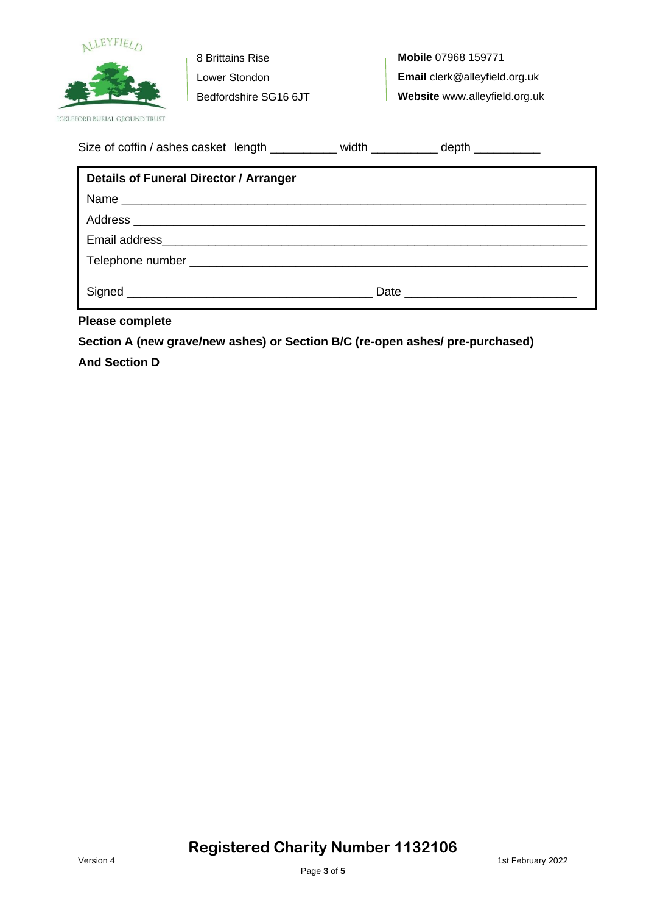8 Brittains Rise
Lower Stondon
Bedfordshire SG16 6JT

**Mobile** 07968 159771
**Email** clerk@alleyfield.org.uk
**Website** www.alleyfield.org.uk

Size of coffin / ashes casket length __________ width __________ depth __________

**Details of Funeral Director / Arranger**

Name ______________________________________________________________________

Address ____________________________________________________________________

Email address_______________________________________________________________

Telephone number ___________________________________________________________

Signed _____________________________________ Date __________________________

**Please complete**

**Section A (new grave/new ashes) or Section B/C (re-open ashes/ pre-purchased)**

**And Section D**

**Registered Charity Number 1132106**

Version 4

1st February 2022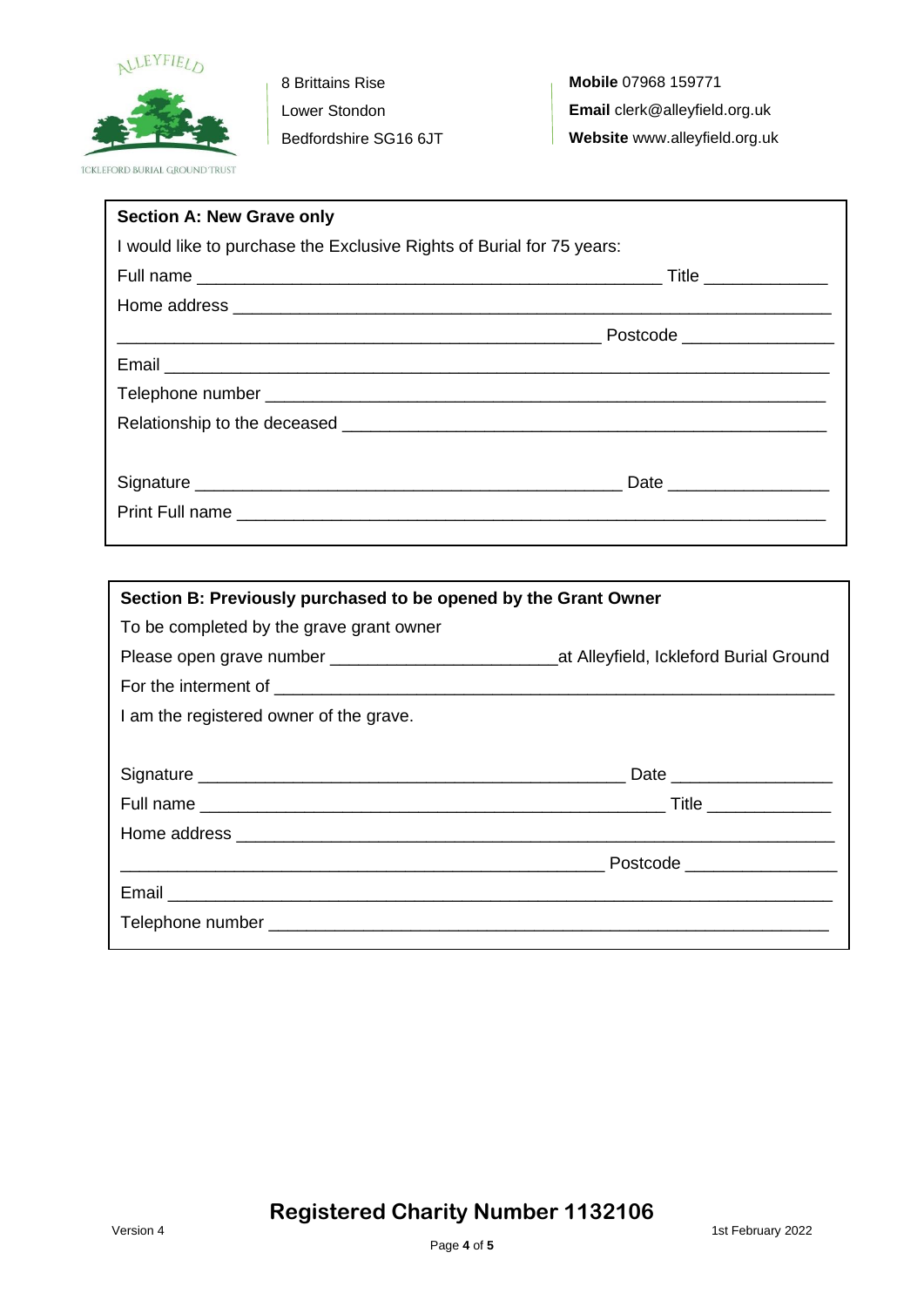ALLEYFIELD

ICKLEFORD BURIAL GROUND TRUST

8 Brittains Rise
Lower Stondon
Bedfordshire SG16 6JT

**Mobile** 07968 159771
**Email** clerk@alleyfield.org.uk
**Website** www.alleyfield.org.uk

**Section A: New Grave only**

I would like to purchase the Exclusive Rights of Burial for 75 years:

Full name ______________________________________________ Title ____________

Home address ___________________________________________________________

_______________________________________________ Postcode _______________

Email _________________________________________________________________

Telephone number _______________________________________________________

Relationship to the deceased ______________________________________________

Signature _______________________________________ Date ________________

Print Full name __________________________________________________________

**Section B: Previously purchased to be opened by the Grant Owner**

To be completed by the grave grant owner

Please open grave number _____________________at Alleyfield, Ickleford Burial Ground

For the interment of _______________________________________________________

I am the registered owner of the grave.

Signature _______________________________________ Date ________________

Full name ______________________________________________ Title ____________

Home address ___________________________________________________________

_______________________________________________ Postcode _______________

Email _________________________________________________________________

Telephone number _______________________________________________________

**Registered Charity Number 1132106**

Version 4

1st February 2022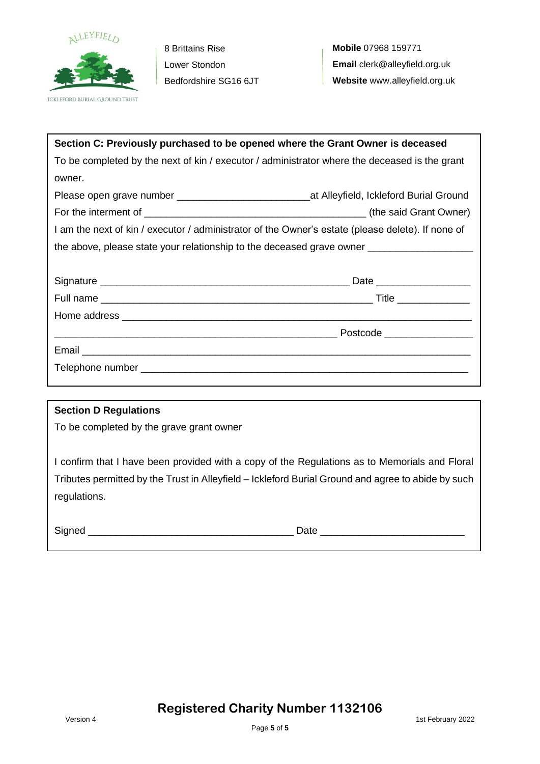8 Brittains Rise
Lower Stondon
Bedfordshire SG16 6JT

**Mobile** 07968 159771
**Email** clerk@alleyfield.org.uk
**Website** www.alleyfield.org.uk

**Section C: Previously purchased to be opened where the Grant Owner is deceased**

To be completed by the next of kin / executor / administrator where the deceased is the grant owner.

Please open grave number ________________________at Alleyfield, Ickleford Burial Ground

For the interment of ________________________________________ (the said Grant Owner)

I am the next of kin / executor / administrator of the Owner's estate (please delete). If none of the above, please state your relationship to the deceased grave owner ___________________

Signature ______________________________________________ Date _________________

Full name ____________________________________________________ Title _____________

Home address ___________________________________________________________________

____________________________________________________ Postcode ________________

Email __________________________________________________________________________

Telephone number _______________________________________________________________

**Section D Regulations**

To be completed by the grave grant owner

I confirm that I have been provided with a copy of the Regulations as to Memorials and Floral Tributes permitted by the Trust in Alleyfield – Ickleford Burial Ground and agree to abide by such regulations.

Signed _____________________________________ Date _________________________

**Registered Charity Number 1132106**

Version 4

1st February 2022